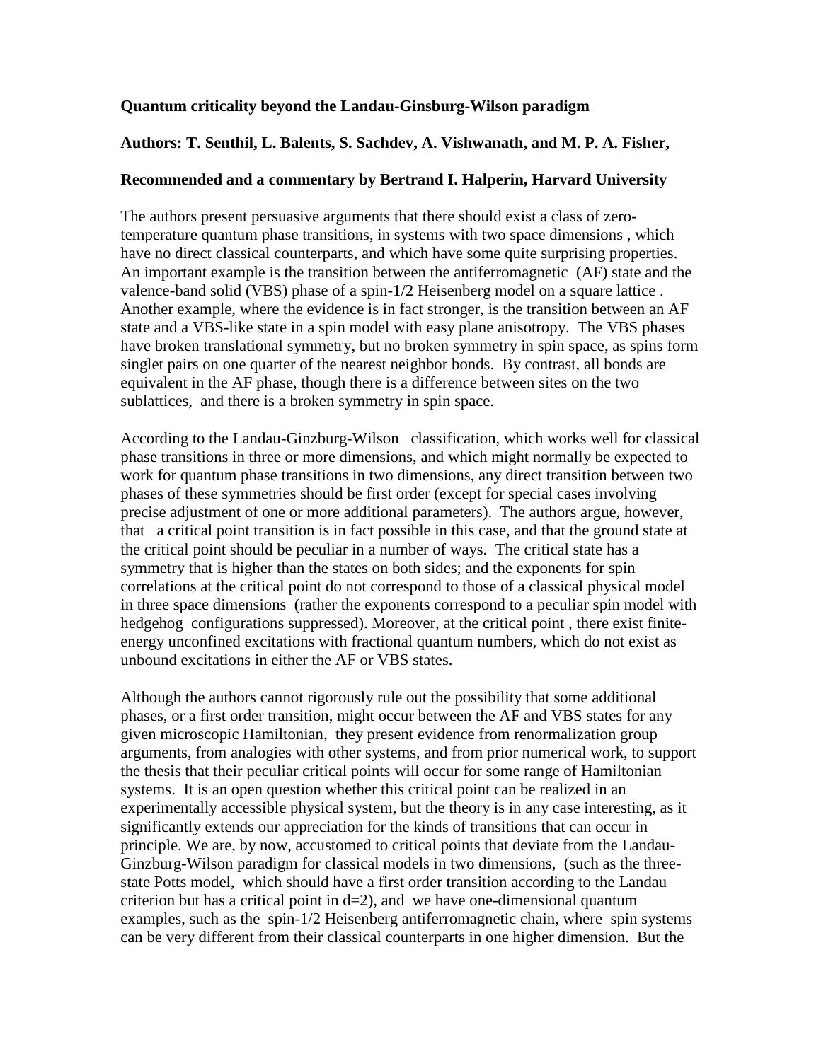**Quantum criticality beyond the Landau-Ginsburg-Wilson paradigm**

**Authors: T. Senthil, L. Balents, S. Sachdev, A. Vishwanath, and M. P. A. Fisher,**

**Recommended and a commentary by Bertrand I. Halperin, Harvard University**

The authors present persuasive arguments that there should exist a class of zero-temperature quantum phase transitions, in systems with two space dimensions , which have no direct classical counterparts, and which have some quite surprising properties. An important example is the transition between the antiferromagnetic (AF) state and the valence-band solid (VBS) phase of a spin-1/2 Heisenberg model on a square lattice . Another example, where the evidence is in fact stronger, is the transition between an AF state and a VBS-like state in a spin model with easy plane anisotropy. The VBS phases have broken translational symmetry, but no broken symmetry in spin space, as spins form singlet pairs on one quarter of the nearest neighbor bonds. By contrast, all bonds are equivalent in the AF phase, though there is a difference between sites on the two sublattices, and there is a broken symmetry in spin space.

According to the Landau-Ginzburg-Wilson classification, which works well for classical phase transitions in three or more dimensions, and which might normally be expected to work for quantum phase transitions in two dimensions, any direct transition between two phases of these symmetries should be first order (except for special cases involving precise adjustment of one or more additional parameters). The authors argue, however, that a critical point transition is in fact possible in this case, and that the ground state at the critical point should be peculiar in a number of ways. The critical state has a symmetry that is higher than the states on both sides; and the exponents for spin correlations at the critical point do not correspond to those of a classical physical model in three space dimensions (rather the exponents correspond to a peculiar spin model with hedgehog configurations suppressed). Moreover, at the critical point , there exist finite-energy unconfined excitations with fractional quantum numbers, which do not exist as unbound excitations in either the AF or VBS states.

Although the authors cannot rigorously rule out the possibility that some additional phases, or a first order transition, might occur between the AF and VBS states for any given microscopic Hamiltonian, they present evidence from renormalization group arguments, from analogies with other systems, and from prior numerical work, to support the thesis that their peculiar critical points will occur for some range of Hamiltonian systems. It is an open question whether this critical point can be realized in an experimentally accessible physical system, but the theory is in any case interesting, as it significantly extends our appreciation for the kinds of transitions that can occur in principle. We are, by now, accustomed to critical points that deviate from the Landau-Ginzburg-Wilson paradigm for classical models in two dimensions, (such as the three-state Potts model, which should have a first order transition according to the Landau criterion but has a critical point in $d=2$), and we have one-dimensional quantum examples, such as the spin-1/2 Heisenberg antiferromagnetic chain, where spin systems can be very different from their classical counterparts in one higher dimension. But the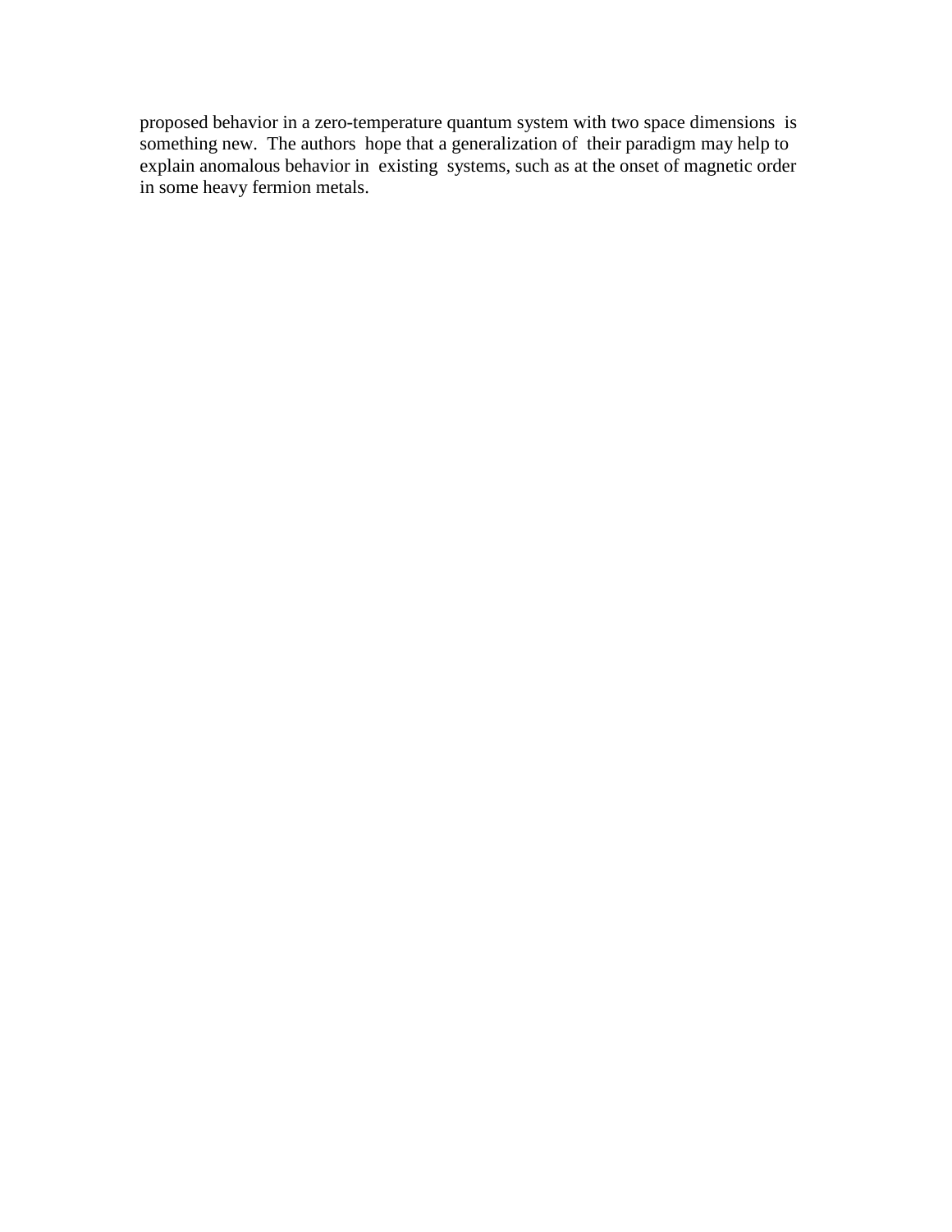proposed behavior in a zero-temperature quantum system with two space dimensions is something new. The authors hope that a generalization of their paradigm may help to explain anomalous behavior in existing systems, such as at the onset of magnetic order in some heavy fermion metals.